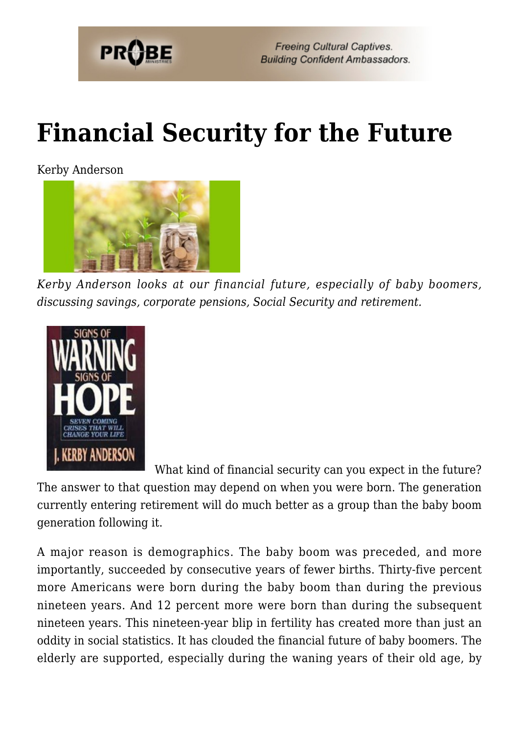# Financial Security for the Future

Kerby Anderson

*Kerby Anderson looks at our financial future, especially of baby boomers, discussing savings, corporate pensions, Social Security and retirement.*

What kind of financial security can you expect in the future? The answer to that question may depend on when you were born. The generation currently entering retirement will do much better as a group than the baby boom generation following it.

A major reason is demographics. The baby boom was preceded, and more importantly, succeeded by consecutive years of fewer births. Thirty-five percent more Americans were born during the baby boom than during the previous nineteen years. And 12 percent more were born than during the subsequent nineteen years. This nineteen-year blip in fertility has created more than just an oddity in social statistics. It has clouded the financial future of baby boomers. The elderly are supported, especially during the waning years of their old age, by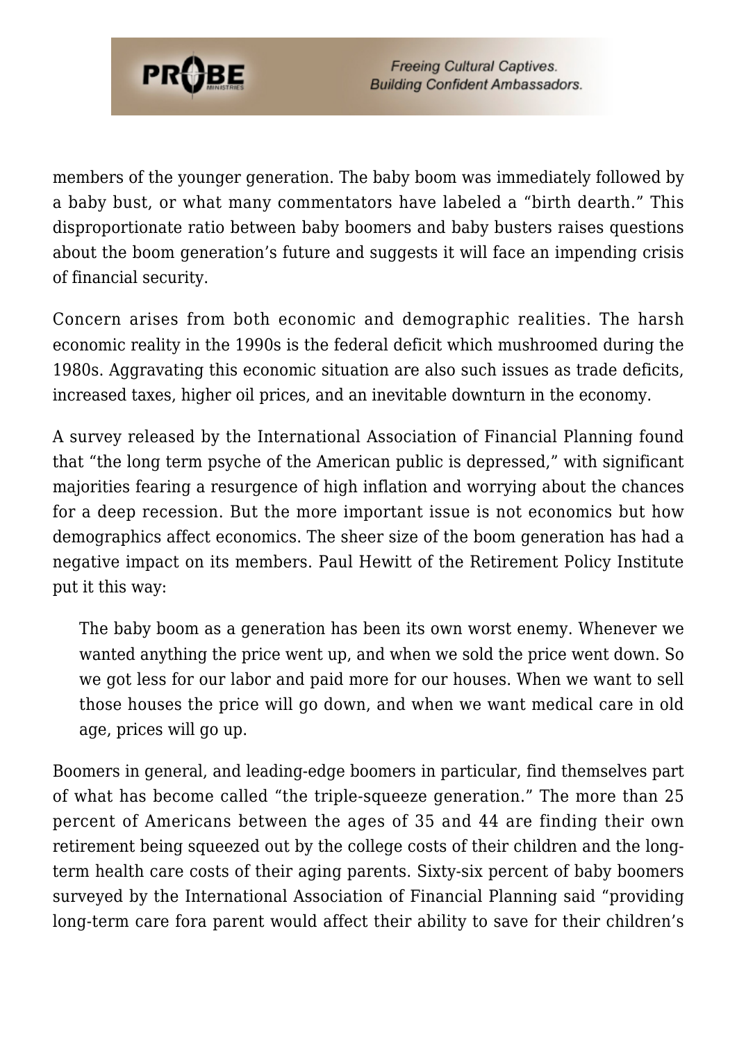members of the younger generation. The baby boom was immediately followed by a baby bust, or what many commentators have labeled a "birth dearth." This disproportionate ratio between baby boomers and baby busters raises questions about the boom generation's future and suggests it will face an impending crisis of financial security.

Concern arises from both economic and demographic realities. The harsh economic reality in the 1990s is the federal deficit which mushroomed during the 1980s. Aggravating this economic situation are also such issues as trade deficits, increased taxes, higher oil prices, and an inevitable downturn in the economy.

A survey released by the International Association of Financial Planning found that "the long term psyche of the American public is depressed," with significant majorities fearing a resurgence of high inflation and worrying about the chances for a deep recession. But the more important issue is not economics but how demographics affect economics. The sheer size of the boom generation has had a negative impact on its members. Paul Hewitt of the Retirement Policy Institute put it this way:

> The baby boom as a generation has been its own worst enemy. Whenever we wanted anything the price went up, and when we sold the price went down. So we got less for our labor and paid more for our houses. When we want to sell those houses the price will go down, and when we want medical care in old age, prices will go up.

Boomers in general, and leading-edge boomers in particular, find themselves part of what has become called "the triple-squeeze generation." The more than 25 percent of Americans between the ages of 35 and 44 are finding their own retirement being squeezed out by the college costs of their children and the long-term health care costs of their aging parents. Sixty-six percent of baby boomers surveyed by the International Association of Financial Planning said "providing long-term care fora parent would affect their ability to save for their children's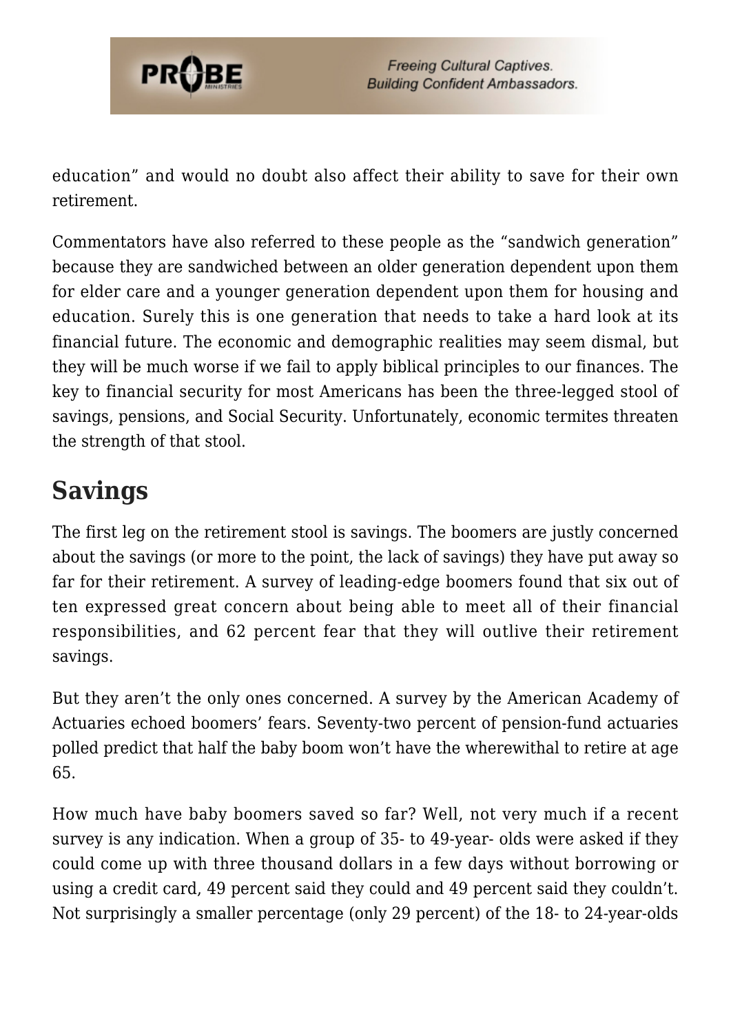education" and would no doubt also affect their ability to save for their own retirement.

Commentators have also referred to these people as the "sandwich generation" because they are sandwiched between an older generation dependent upon them for elder care and a younger generation dependent upon them for housing and education. Surely this is one generation that needs to take a hard look at its financial future. The economic and demographic realities may seem dismal, but they will be much worse if we fail to apply biblical principles to our finances. The key to financial security for most Americans has been the three-legged stool of savings, pensions, and Social Security. Unfortunately, economic termites threaten the strength of that stool.

## Savings

The first leg on the retirement stool is savings. The boomers are justly concerned about the savings (or more to the point, the lack of savings) they have put away so far for their retirement. A survey of leading-edge boomers found that six out of ten expressed great concern about being able to meet all of their financial responsibilities, and 62 percent fear that they will outlive their retirement savings.

But they aren't the only ones concerned. A survey by the American Academy of Actuaries echoed boomers' fears. Seventy-two percent of pension-fund actuaries polled predict that half the baby boom won't have the wherewithal to retire at age 65.

How much have baby boomers saved so far? Well, not very much if a recent survey is any indication. When a group of 35- to 49-year- olds were asked if they could come up with three thousand dollars in a few days without borrowing or using a credit card, 49 percent said they could and 49 percent said they couldn't. Not surprisingly a smaller percentage (only 29 percent) of the 18- to 24-year-olds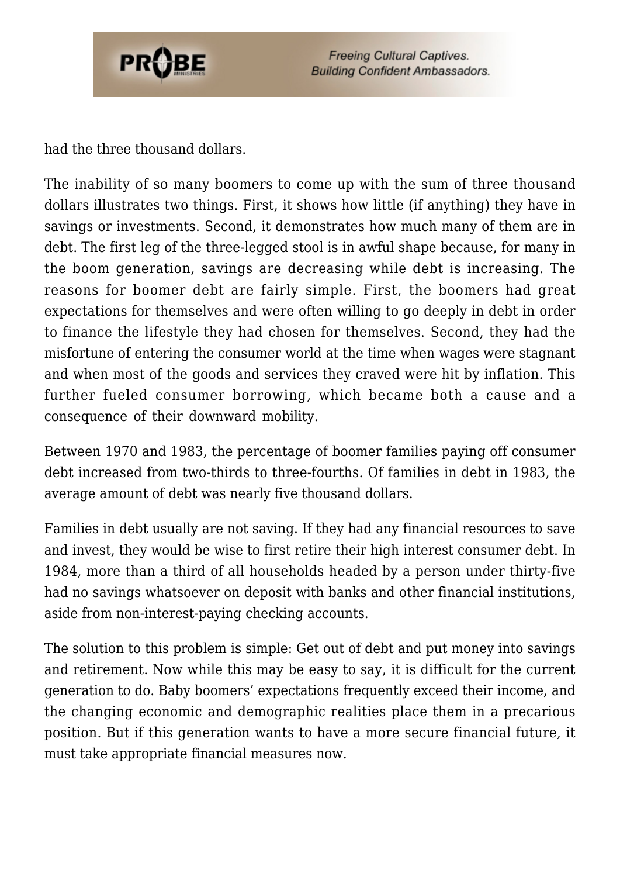had the three thousand dollars.

The inability of so many boomers to come up with the sum of three thousand dollars illustrates two things. First, it shows how little (if anything) they have in savings or investments. Second, it demonstrates how much many of them are in debt. The first leg of the three-legged stool is in awful shape because, for many in the boom generation, savings are decreasing while debt is increasing. The reasons for boomer debt are fairly simple. First, the boomers had great expectations for themselves and were often willing to go deeply in debt in order to finance the lifestyle they had chosen for themselves. Second, they had the misfortune of entering the consumer world at the time when wages were stagnant and when most of the goods and services they craved were hit by inflation. This further fueled consumer borrowing, which became both a cause and a consequence of their downward mobility.

Between 1970 and 1983, the percentage of boomer families paying off consumer debt increased from two-thirds to three-fourths. Of families in debt in 1983, the average amount of debt was nearly five thousand dollars.

Families in debt usually are not saving. If they had any financial resources to save and invest, they would be wise to first retire their high interest consumer debt. In 1984, more than a third of all households headed by a person under thirty-five had no savings whatsoever on deposit with banks and other financial institutions, aside from non-interest-paying checking accounts.

The solution to this problem is simple: Get out of debt and put money into savings and retirement. Now while this may be easy to say, it is difficult for the current generation to do. Baby boomers' expectations frequently exceed their income, and the changing economic and demographic realities place them in a precarious position. But if this generation wants to have a more secure financial future, it must take appropriate financial measures now.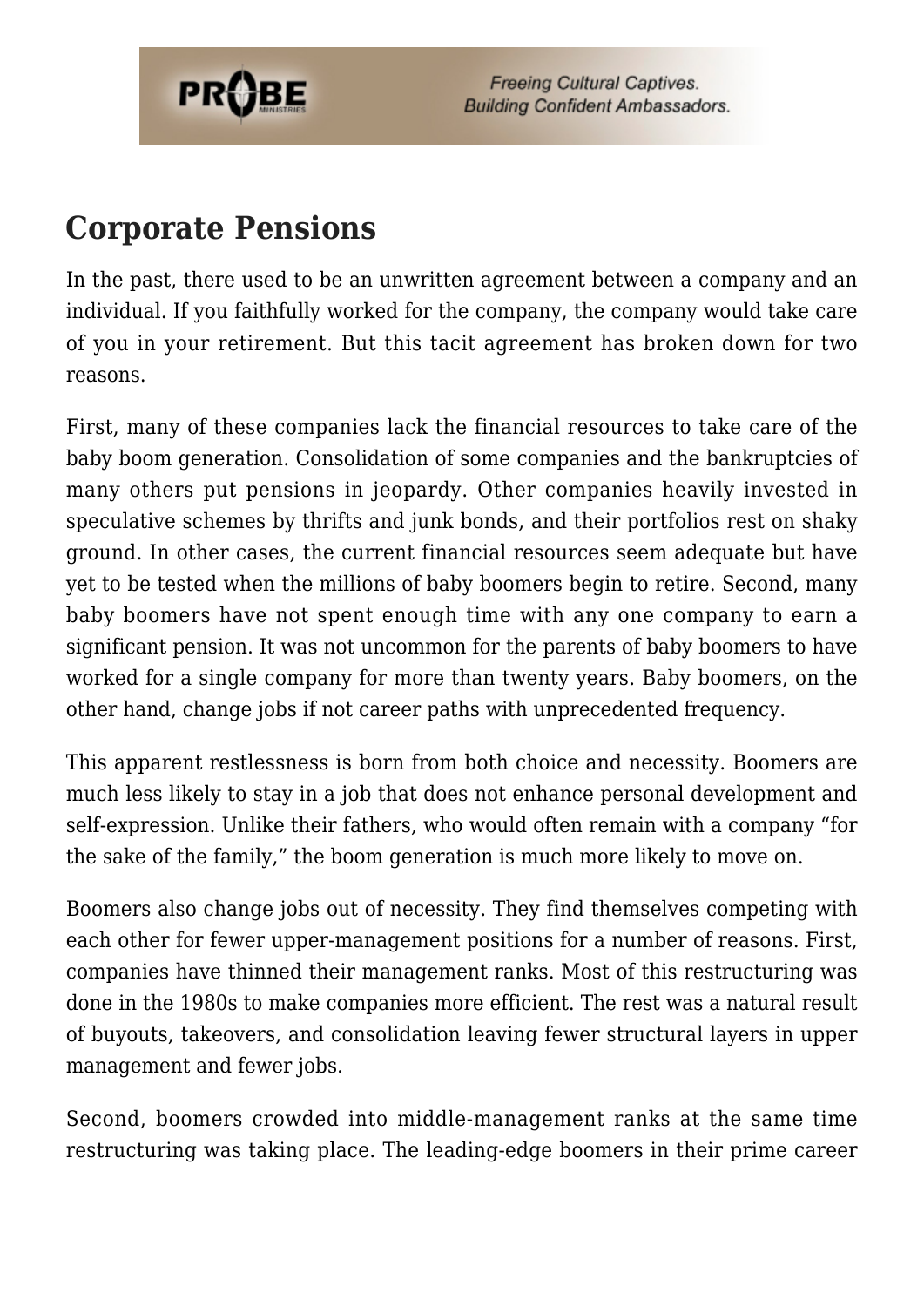## Corporate Pensions

In the past, there used to be an unwritten agreement between a company and an individual. If you faithfully worked for the company, the company would take care of you in your retirement. But this tacit agreement has broken down for two reasons.

First, many of these companies lack the financial resources to take care of the baby boom generation. Consolidation of some companies and the bankruptcies of many others put pensions in jeopardy. Other companies heavily invested in speculative schemes by thrifts and junk bonds, and their portfolios rest on shaky ground. In other cases, the current financial resources seem adequate but have yet to be tested when the millions of baby boomers begin to retire. Second, many baby boomers have not spent enough time with any one company to earn a significant pension. It was not uncommon for the parents of baby boomers to have worked for a single company for more than twenty years. Baby boomers, on the other hand, change jobs if not career paths with unprecedented frequency.

This apparent restlessness is born from both choice and necessity. Boomers are much less likely to stay in a job that does not enhance personal development and self-expression. Unlike their fathers, who would often remain with a company "for the sake of the family," the boom generation is much more likely to move on.

Boomers also change jobs out of necessity. They find themselves competing with each other for fewer upper-management positions for a number of reasons. First, companies have thinned their management ranks. Most of this restructuring was done in the 1980s to make companies more efficient. The rest was a natural result of buyouts, takeovers, and consolidation leaving fewer structural layers in upper management and fewer jobs.

Second, boomers crowded into middle-management ranks at the same time restructuring was taking place. The leading-edge boomers in their prime career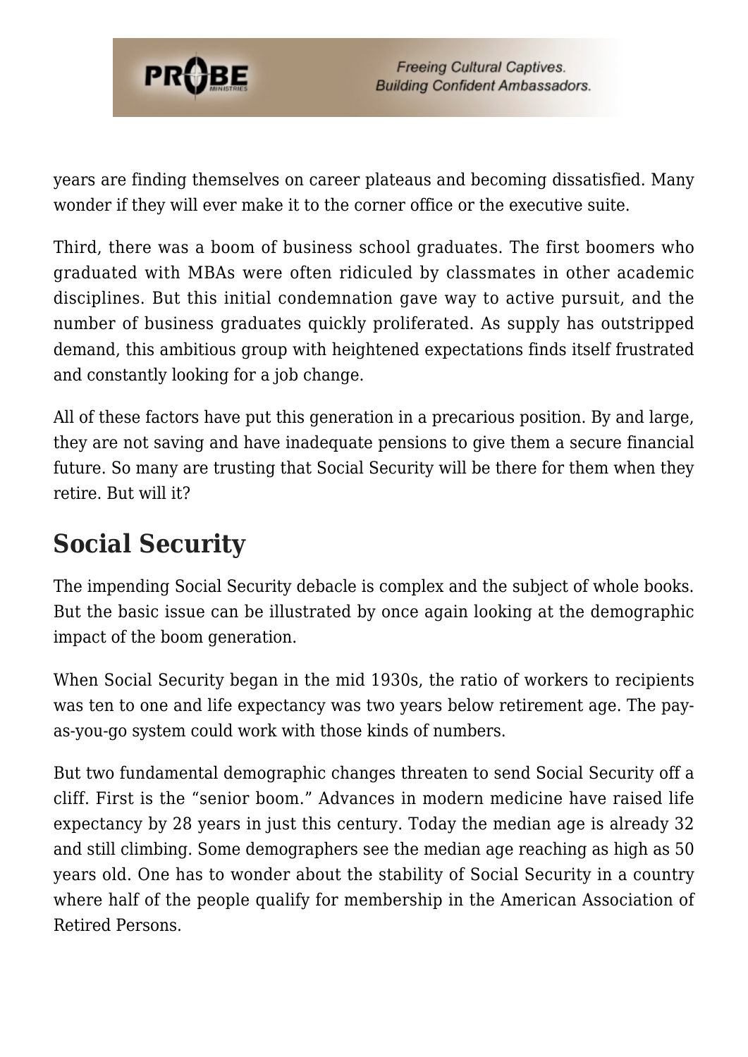years are finding themselves on career plateaus and becoming dissatisfied. Many wonder if they will ever make it to the corner office or the executive suite.

Third, there was a boom of business school graduates. The first boomers who graduated with MBAs were often ridiculed by classmates in other academic disciplines. But this initial condemnation gave way to active pursuit, and the number of business graduates quickly proliferated. As supply has outstripped demand, this ambitious group with heightened expectations finds itself frustrated and constantly looking for a job change.

All of these factors have put this generation in a precarious position. By and large, they are not saving and have inadequate pensions to give them a secure financial future. So many are trusting that Social Security will be there for them when they retire. But will it?

## Social Security

The impending Social Security debacle is complex and the subject of whole books. But the basic issue can be illustrated by once again looking at the demographic impact of the boom generation.

When Social Security began in the mid 1930s, the ratio of workers to recipients was ten to one and life expectancy was two years below retirement age. The pay-as-you-go system could work with those kinds of numbers.

But two fundamental demographic changes threaten to send Social Security off a cliff. First is the "senior boom." Advances in modern medicine have raised life expectancy by 28 years in just this century. Today the median age is already 32 and still climbing. Some demographers see the median age reaching as high as 50 years old. One has to wonder about the stability of Social Security in a country where half of the people qualify for membership in the American Association of Retired Persons.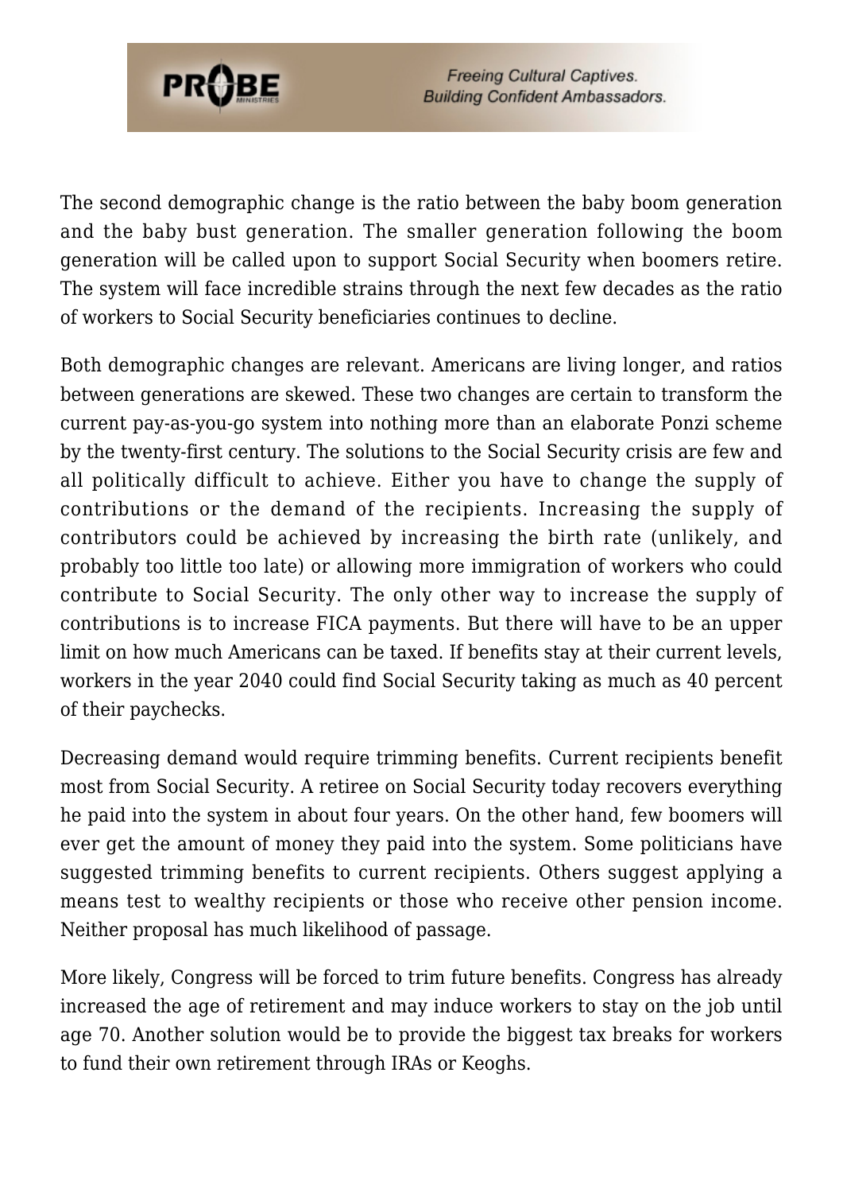The second demographic change is the ratio between the baby boom generation and the baby bust generation. The smaller generation following the boom generation will be called upon to support Social Security when boomers retire. The system will face incredible strains through the next few decades as the ratio of workers to Social Security beneficiaries continues to decline.

Both demographic changes are relevant. Americans are living longer, and ratios between generations are skewed. These two changes are certain to transform the current pay-as-you-go system into nothing more than an elaborate Ponzi scheme by the twenty-first century. The solutions to the Social Security crisis are few and all politically difficult to achieve. Either you have to change the supply of contributions or the demand of the recipients. Increasing the supply of contributors could be achieved by increasing the birth rate (unlikely, and probably too little too late) or allowing more immigration of workers who could contribute to Social Security. The only other way to increase the supply of contributions is to increase FICA payments. But there will have to be an upper limit on how much Americans can be taxed. If benefits stay at their current levels, workers in the year 2040 could find Social Security taking as much as 40 percent of their paychecks.

Decreasing demand would require trimming benefits. Current recipients benefit most from Social Security. A retiree on Social Security today recovers everything he paid into the system in about four years. On the other hand, few boomers will ever get the amount of money they paid into the system. Some politicians have suggested trimming benefits to current recipients. Others suggest applying a means test to wealthy recipients or those who receive other pension income. Neither proposal has much likelihood of passage.

More likely, Congress will be forced to trim future benefits. Congress has already increased the age of retirement and may induce workers to stay on the job until age 70. Another solution would be to provide the biggest tax breaks for workers to fund their own retirement through IRAs or Keoghs.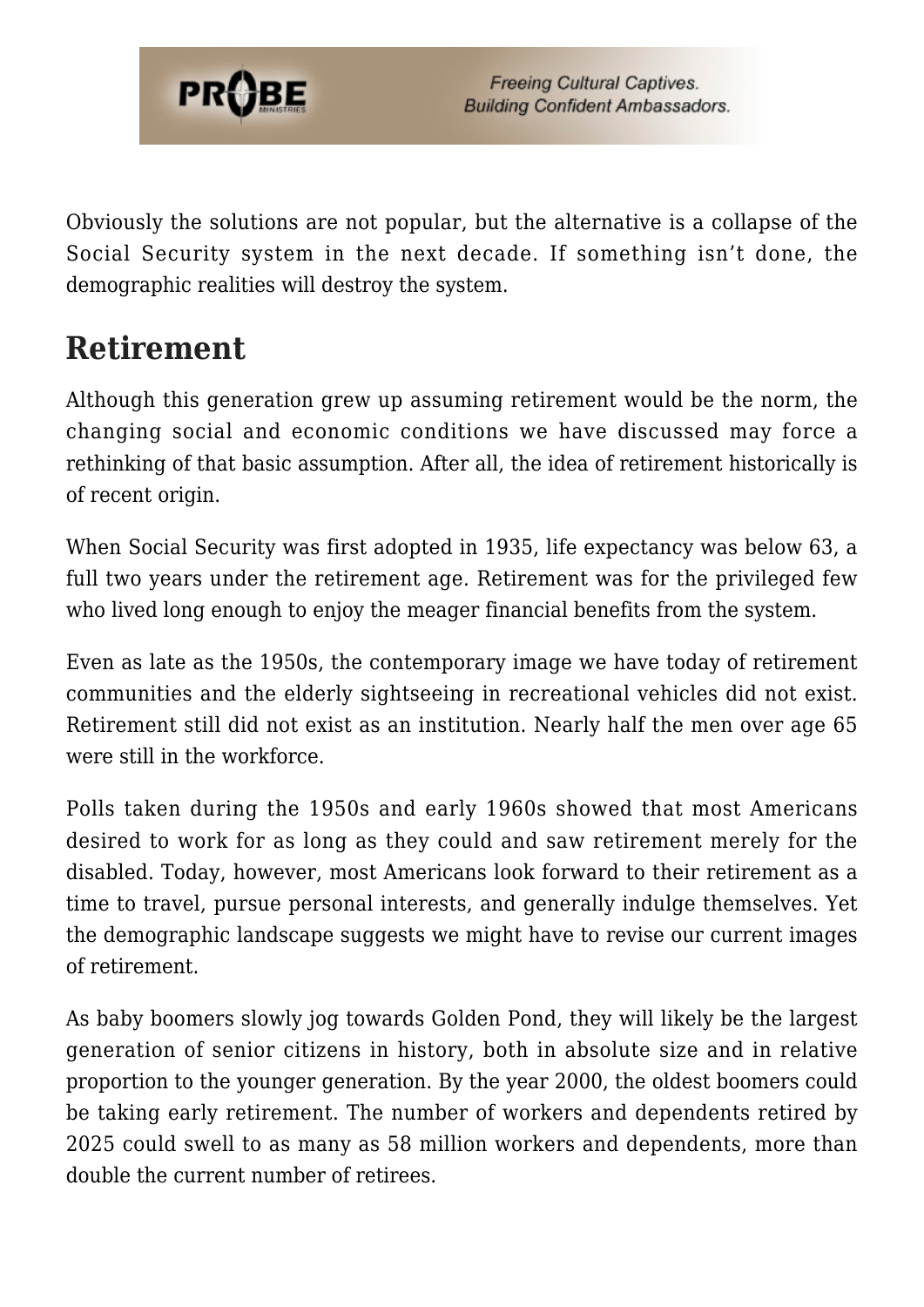Obviously the solutions are not popular, but the alternative is a collapse of the Social Security system in the next decade. If something isn't done, the demographic realities will destroy the system.

## Retirement

Although this generation grew up assuming retirement would be the norm, the changing social and economic conditions we have discussed may force a rethinking of that basic assumption. After all, the idea of retirement historically is of recent origin.

When Social Security was first adopted in 1935, life expectancy was below 63, a full two years under the retirement age. Retirement was for the privileged few who lived long enough to enjoy the meager financial benefits from the system.

Even as late as the 1950s, the contemporary image we have today of retirement communities and the elderly sightseeing in recreational vehicles did not exist. Retirement still did not exist as an institution. Nearly half the men over age 65 were still in the workforce.

Polls taken during the 1950s and early 1960s showed that most Americans desired to work for as long as they could and saw retirement merely for the disabled. Today, however, most Americans look forward to their retirement as a time to travel, pursue personal interests, and generally indulge themselves. Yet the demographic landscape suggests we might have to revise our current images of retirement.

As baby boomers slowly jog towards Golden Pond, they will likely be the largest generation of senior citizens in history, both in absolute size and in relative proportion to the younger generation. By the year 2000, the oldest boomers could be taking early retirement. The number of workers and dependents retired by 2025 could swell to as many as 58 million workers and dependents, more than double the current number of retirees.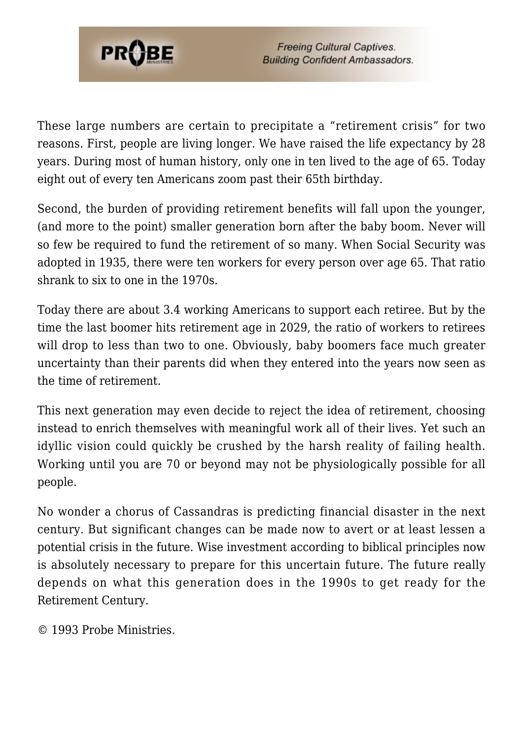These large numbers are certain to precipitate a "retirement crisis" for two reasons. First, people are living longer. We have raised the life expectancy by 28 years. During most of human history, only one in ten lived to the age of 65. Today eight out of every ten Americans zoom past their 65th birthday.

Second, the burden of providing retirement benefits will fall upon the younger, (and more to the point) smaller generation born after the baby boom. Never will so few be required to fund the retirement of so many. When Social Security was adopted in 1935, there were ten workers for every person over age 65. That ratio shrank to six to one in the 1970s.

Today there are about 3.4 working Americans to support each retiree. But by the time the last boomer hits retirement age in 2029, the ratio of workers to retirees will drop to less than two to one. Obviously, baby boomers face much greater uncertainty than their parents did when they entered into the years now seen as the time of retirement.

This next generation may even decide to reject the idea of retirement, choosing instead to enrich themselves with meaningful work all of their lives. Yet such an idyllic vision could quickly be crushed by the harsh reality of failing health. Working until you are 70 or beyond may not be physiologically possible for all people.

No wonder a chorus of Cassandras is predicting financial disaster in the next century. But significant changes can be made now to avert or at least lessen a potential crisis in the future. Wise investment according to biblical principles now is absolutely necessary to prepare for this uncertain future. The future really depends on what this generation does in the 1990s to get ready for the Retirement Century.

© 1993 Probe Ministries.